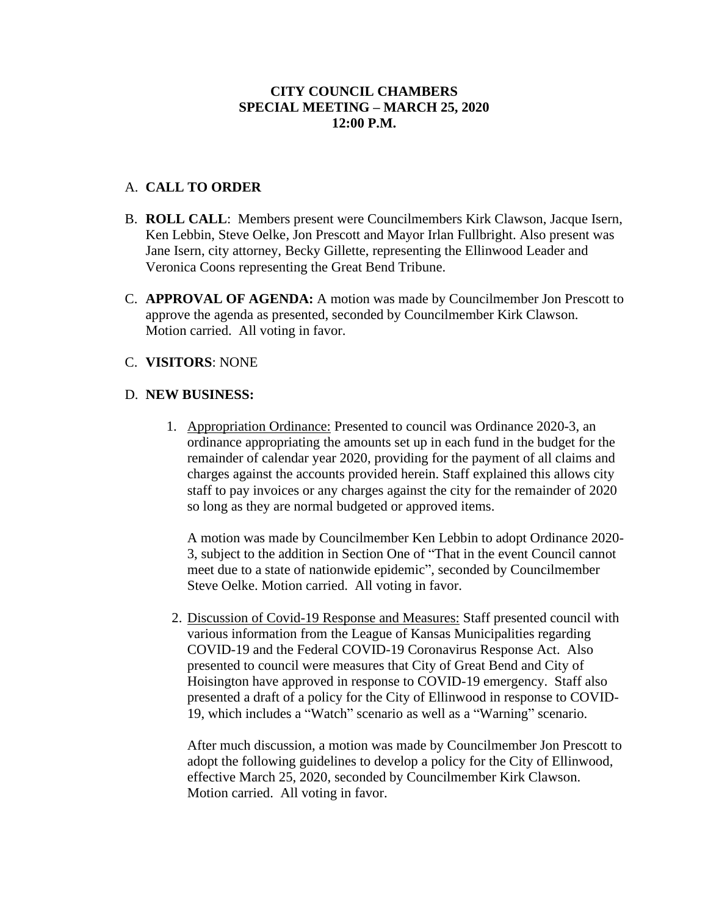**CITY COUNCIL CHAMBERS**
**SPECIAL MEETING – MARCH 25, 2020**
**12:00 P.M.**

A. **CALL TO ORDER**

B. **ROLL CALL**: Members present were Councilmembers Kirk Clawson, Jacque Isern, Ken Lebbin, Steve Oelke, Jon Prescott and Mayor Irlan Fullbright. Also present was Jane Isern, city attorney, Becky Gillette, representing the Ellinwood Leader and Veronica Coons representing the Great Bend Tribune.

C. **APPROVAL OF AGENDA:** A motion was made by Councilmember Jon Prescott to approve the agenda as presented, seconded by Councilmember Kirk Clawson. Motion carried. All voting in favor.

C. **VISITORS**: NONE

D. **NEW BUSINESS:**

1. Appropriation Ordinance: Presented to council was Ordinance 2020-3, an ordinance appropriating the amounts set up in each fund in the budget for the remainder of calendar year 2020, providing for the payment of all claims and charges against the accounts provided herein. Staff explained this allows city staff to pay invoices or any charges against the city for the remainder of 2020 so long as they are normal budgeted or approved items.

   A motion was made by Councilmember Ken Lebbin to adopt Ordinance 2020-3, subject to the addition in Section One of "That in the event Council cannot meet due to a state of nationwide epidemic", seconded by Councilmember Steve Oelke. Motion carried. All voting in favor.

2. Discussion of Covid-19 Response and Measures: Staff presented council with various information from the League of Kansas Municipalities regarding COVID-19 and the Federal COVID-19 Coronavirus Response Act. Also presented to council were measures that City of Great Bend and City of Hoisington have approved in response to COVID-19 emergency. Staff also presented a draft of a policy for the City of Ellinwood in response to COVID-19, which includes a "Watch" scenario as well as a "Warning" scenario.

   After much discussion, a motion was made by Councilmember Jon Prescott to adopt the following guidelines to develop a policy for the City of Ellinwood, effective March 25, 2020, seconded by Councilmember Kirk Clawson. Motion carried. All voting in favor.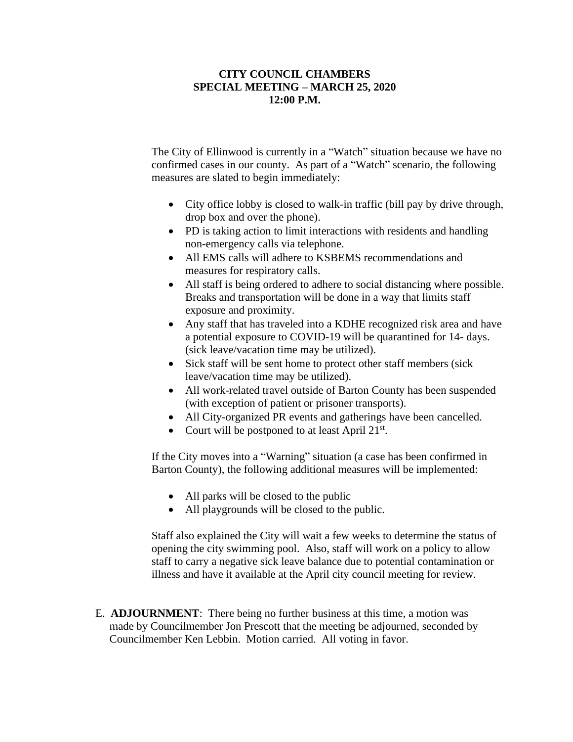**CITY COUNCIL CHAMBERS**
**SPECIAL MEETING – MARCH 25, 2020**
**12:00 P.M.**

The City of Ellinwood is currently in a "Watch" situation because we have no confirmed cases in our county. As part of a "Watch" scenario, the following measures are slated to begin immediately:

- City office lobby is closed to walk-in traffic (bill pay by drive through, drop box and over the phone).
- PD is taking action to limit interactions with residents and handling non-emergency calls via telephone.
- All EMS calls will adhere to KSBEMS recommendations and measures for respiratory calls.
- All staff is being ordered to adhere to social distancing where possible. Breaks and transportation will be done in a way that limits staff exposure and proximity.
- Any staff that has traveled into a KDHE recognized risk area and have a potential exposure to COVID-19 will be quarantined for 14- days. (sick leave/vacation time may be utilized).
- Sick staff will be sent home to protect other staff members (sick leave/vacation time may be utilized).
- All work-related travel outside of Barton County has been suspended (with exception of patient or prisoner transports).
- All City-organized PR events and gatherings have been cancelled.
- Court will be postponed to at least April 21st.

If the City moves into a "Warning" situation (a case has been confirmed in Barton County), the following additional measures will be implemented:

- All parks will be closed to the public
- All playgrounds will be closed to the public.

Staff also explained the City will wait a few weeks to determine the status of opening the city swimming pool. Also, staff will work on a policy to allow staff to carry a negative sick leave balance due to potential contamination or illness and have it available at the April city council meeting for review.

E. **ADJOURNMENT**: There being no further business at this time, a motion was made by Councilmember Jon Prescott that the meeting be adjourned, seconded by Councilmember Ken Lebbin. Motion carried. All voting in favor.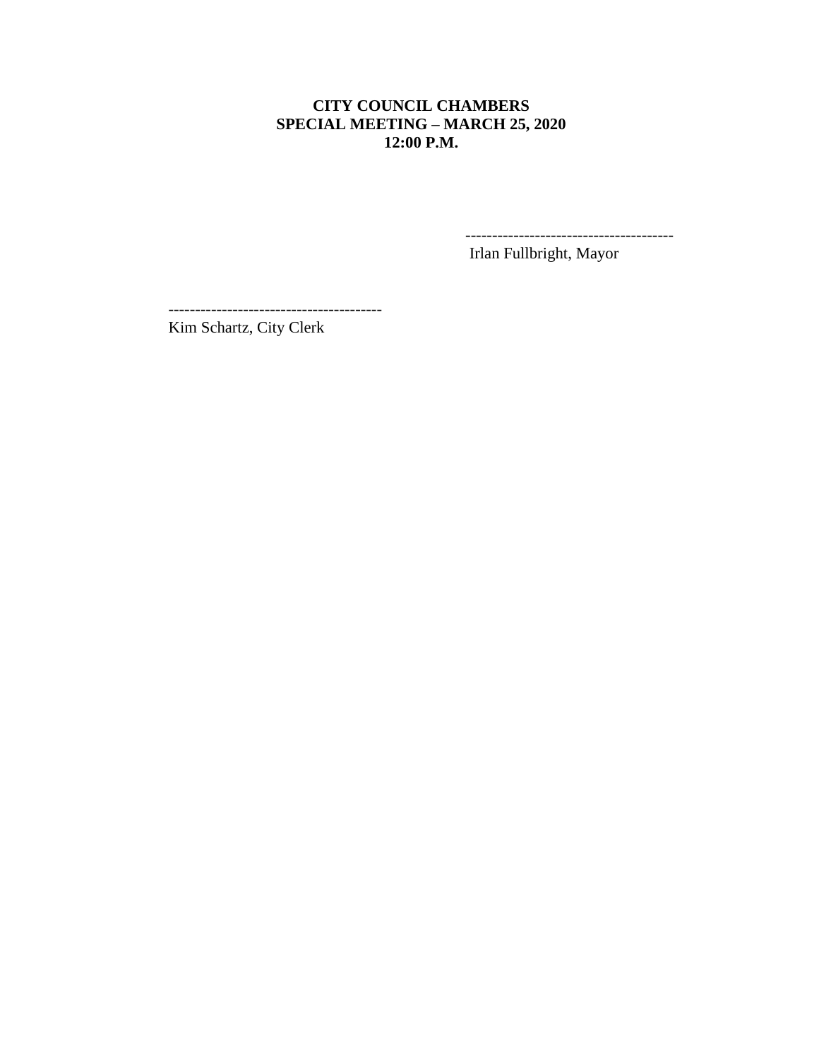**CITY COUNCIL CHAMBERS**
**SPECIAL MEETING – MARCH 25, 2020**
**12:00 P.M.**

---------------------------------------
Irlan Fullbright, Mayor

----------------------------------------
Kim Schartz, City Clerk